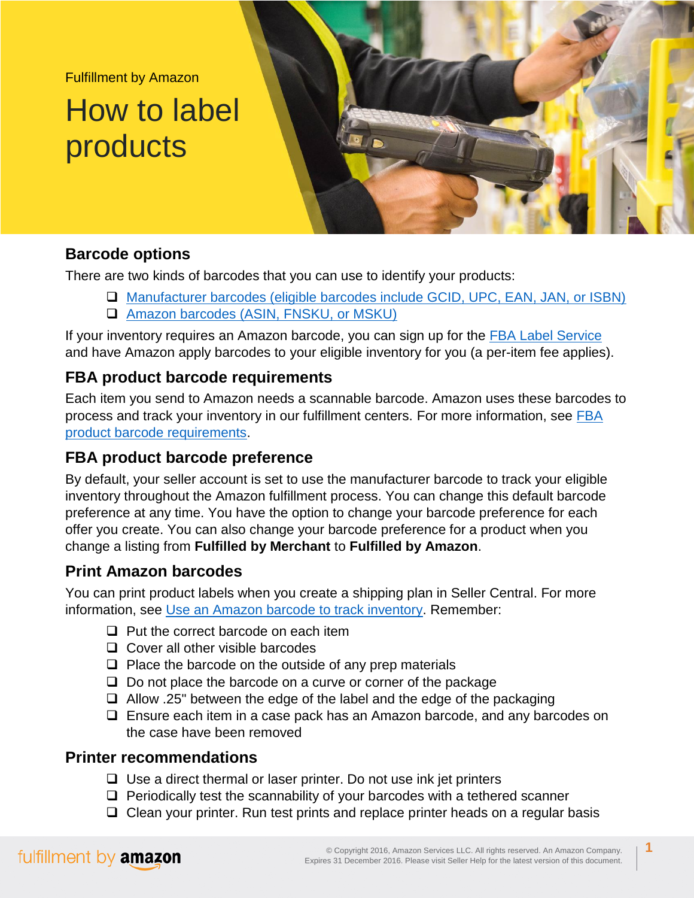Fulfillment by Amazon

# How to label products

## Barcode options

There are two kinds of barcodes that you can use to identify your products:

- [ ] Manufacturer barcodes (eligible barcodes include GCID, UPC, EAN, JAN, or ISBN)
- [ ] Amazon barcodes (ASIN, FNSKU, or MSKU)

If your inventory requires an Amazon barcode, you can sign up for the FBA Label Service and have Amazon apply barcodes to your eligible inventory for you (a per-item fee applies).

## FBA product barcode requirements

Each item you send to Amazon needs a scannable barcode. Amazon uses these barcodes to process and track your inventory in our fulfillment centers. For more information, see FBA product barcode requirements.

## FBA product barcode preference

By default, your seller account is set to use the manufacturer barcode to track your eligible inventory throughout the Amazon fulfillment process. You can change this default barcode preference at any time. You have the option to change your barcode preference for each offer you create. You can also change your barcode preference for a product when you change a listing from **Fulfilled by Merchant** to **Fulfilled by Amazon**.

## Print Amazon barcodes

You can print product labels when you create a shipping plan in Seller Central. For more information, see Use an Amazon barcode to track inventory. Remember:

- [ ] Put the correct barcode on each item
- [ ] Cover all other visible barcodes
- [ ] Place the barcode on the outside of any prep materials
- [ ] Do not place the barcode on a curve or corner of the package
- [ ] Allow .25" between the edge of the label and the edge of the packaging
- [ ] Ensure each item in a case pack has an Amazon barcode, and any barcodes on the case have been removed

## Printer recommendations

- [ ] Use a direct thermal or laser printer. Do not use ink jet printers
- [ ] Periodically test the scannability of your barcodes with a tethered scanner
- [ ] Clean your printer. Run test prints and replace printer heads on a regular basis

© Copyright 2016, Amazon Services LLC. All rights reserved. An Amazon Company. Expires 31 December 2016. Please visit Seller Help for the latest version of this document.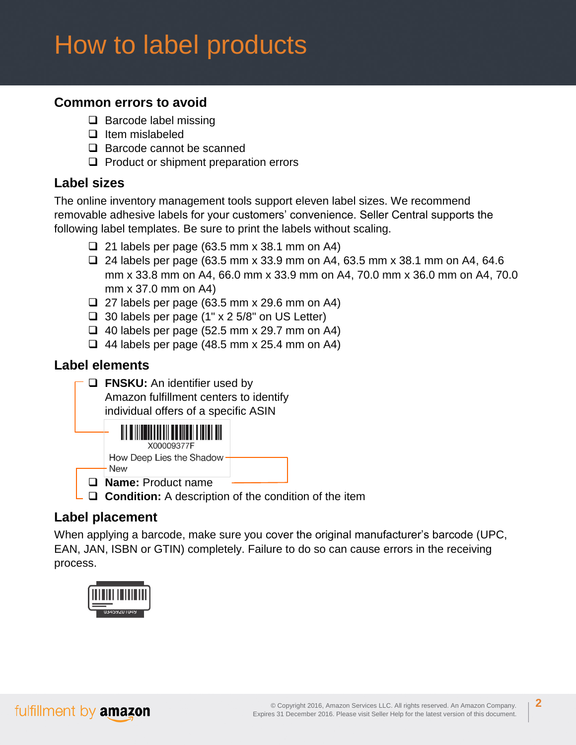# How to label products

## Common errors to avoid

- Barcode label missing
- Item mislabeled
- Barcode cannot be scanned
- Product or shipment preparation errors

## Label sizes

The online inventory management tools support eleven label sizes. We recommend removable adhesive labels for your customers' convenience. Seller Central supports the following label templates. Be sure to print the labels without scaling.

- 21 labels per page (63.5 mm x 38.1 mm on A4)
- 24 labels per page (63.5 mm x 33.9 mm on A4, 63.5 mm x 38.1 mm on A4, 64.6 mm x 33.8 mm on A4, 66.0 mm x 33.9 mm on A4, 70.0 mm x 36.0 mm on A4, 70.0 mm x 37.0 mm on A4)
- 27 labels per page (63.5 mm x 29.6 mm on A4)
- 30 labels per page (1" x 2 5/8" on US Letter)
- 40 labels per page (52.5 mm x 29.7 mm on A4)
- 44 labels per page (48.5 mm x 25.4 mm on A4)

## Label elements

- **FNSKU:** An identifier used by Amazon fulfillment centers to identify individual offers of a specific ASIN

X00009377F
How Deep Lies the Shadow
New

- **Name:** Product name
- **Condition:** A description of the condition of the item

## Label placement

When applying a barcode, make sure you cover the original manufacturer's barcode (UPC, EAN, JAN, ISBN or GTIN) completely. Failure to do so can cause errors in the receiving process.